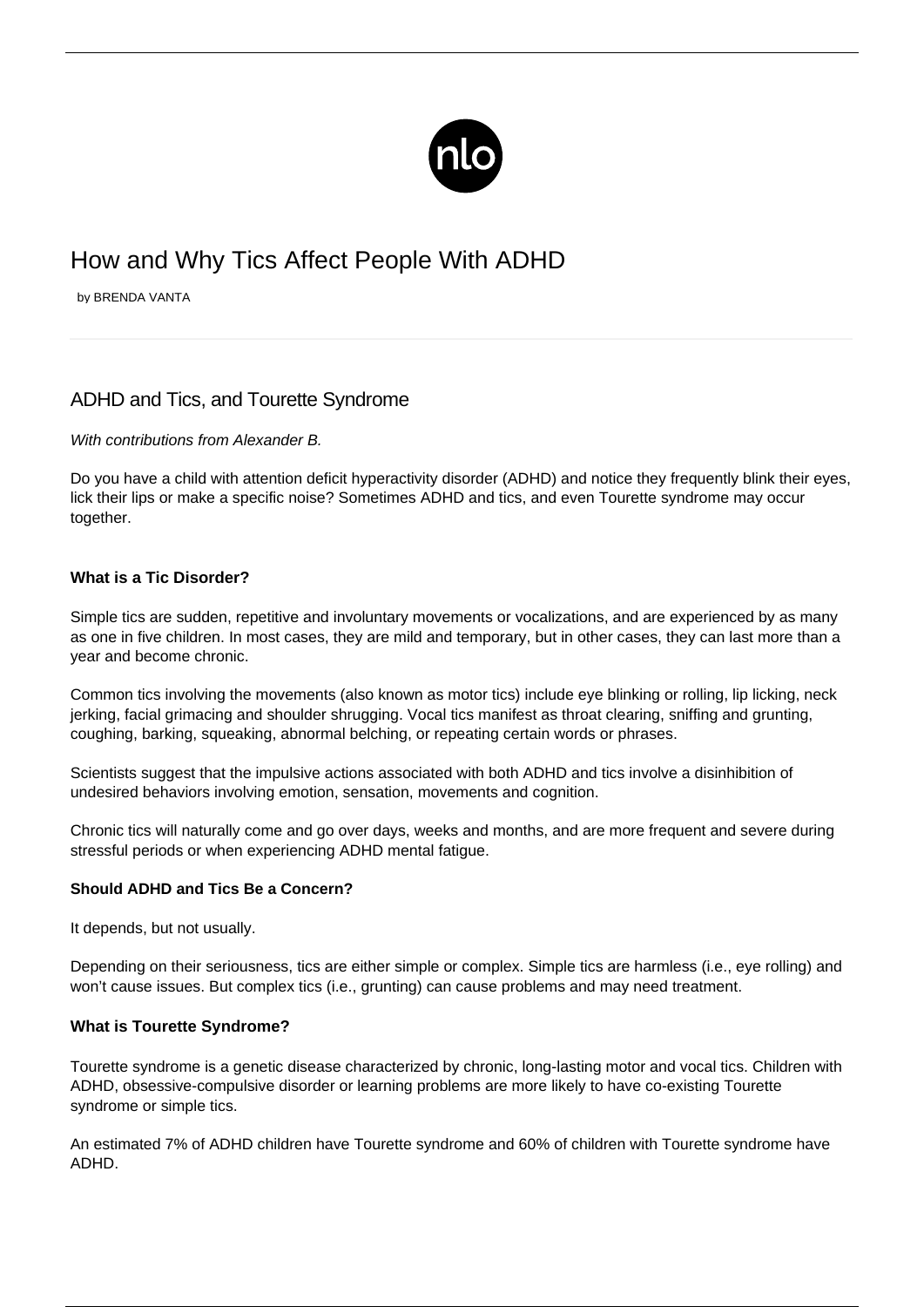# How and Why Tics Affect People With ADHD

by BRENDA VANTA

## ADHD and Tics, and Tourette Syndrome

*With contributions from Alexander B.*

Do you have a child with attention deficit hyperactivity disorder (ADHD) and notice they frequently blink their eyes, lick their lips or make a specific noise? Sometimes ADHD and tics, and even Tourette syndrome may occur together.

### What is a Tic Disorder?

Simple tics are sudden, repetitive and involuntary movements or vocalizations, and are experienced by as many as one in five children. In most cases, they are mild and temporary, but in other cases, they can last more than a year and become chronic.

Common tics involving the movements (also known as motor tics) include eye blinking or rolling, lip licking, neck jerking, facial grimacing and shoulder shrugging. Vocal tics manifest as throat clearing, sniffing and grunting, coughing, barking, squeaking, abnormal belching, or repeating certain words or phrases.

Scientists suggest that the impulsive actions associated with both ADHD and tics involve a disinhibition of undesired behaviors involving emotion, sensation, movements and cognition.

Chronic tics will naturally come and go over days, weeks and months, and are more frequent and severe during stressful periods or when experiencing ADHD mental fatigue.

### Should ADHD and Tics Be a Concern?

It depends, but not usually.

Depending on their seriousness, tics are either simple or complex. Simple tics are harmless (i.e., eye rolling) and won't cause issues. But complex tics (i.e., grunting) can cause problems and may need treatment.

### What is Tourette Syndrome?

Tourette syndrome is a genetic disease characterized by chronic, long-lasting motor and vocal tics. Children with ADHD, obsessive-compulsive disorder or learning problems are more likely to have co-existing Tourette syndrome or simple tics.

An estimated 7% of ADHD children have Tourette syndrome and 60% of children with Tourette syndrome have ADHD.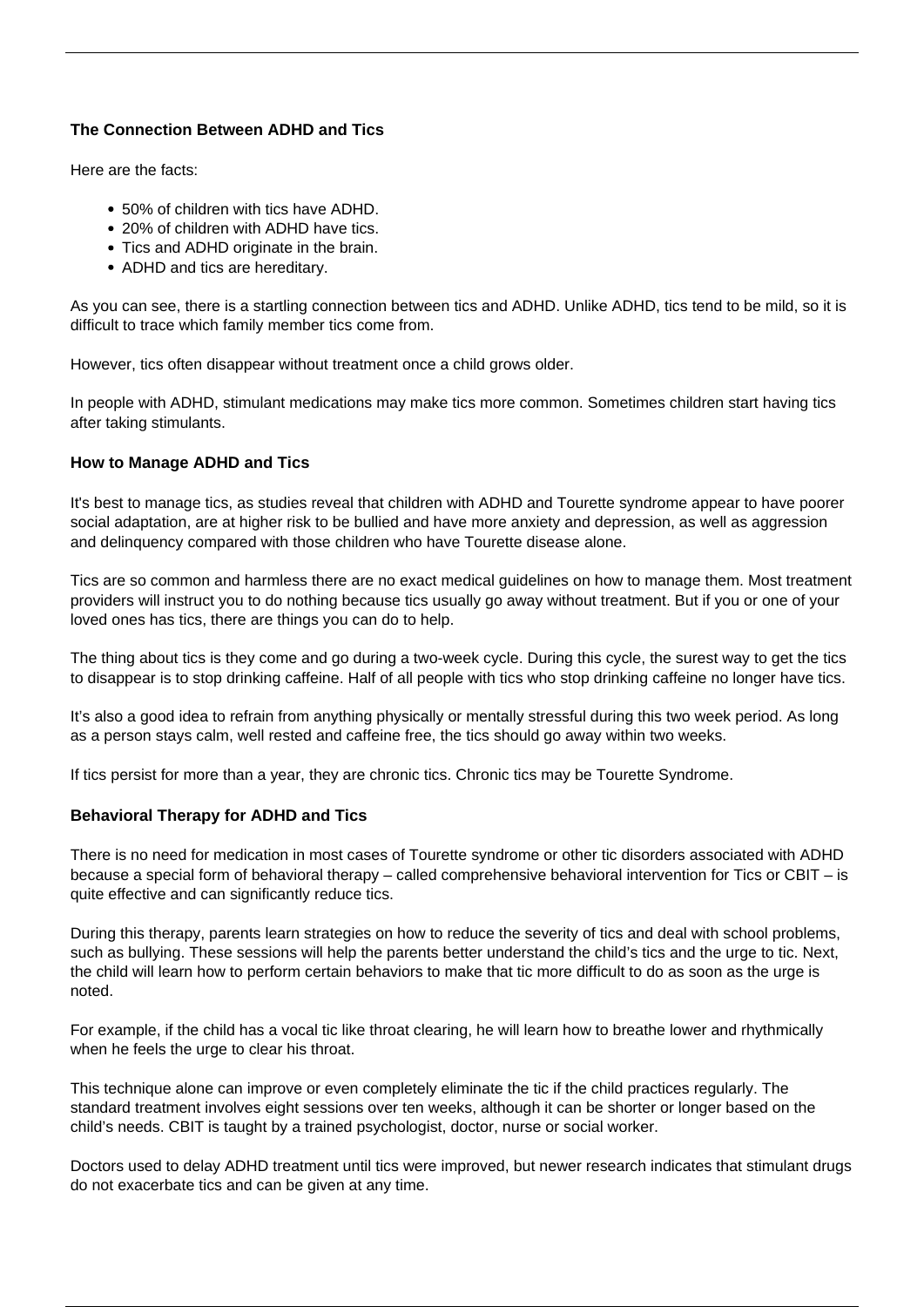### The Connection Between ADHD and Tics

Here are the facts:

- 50% of children with tics have ADHD.
- 20% of children with ADHD have tics.
- Tics and ADHD originate in the brain.
- ADHD and tics are hereditary.

As you can see, there is a startling connection between tics and ADHD. Unlike ADHD, tics tend to be mild, so it is difficult to trace which family member tics come from.

However, tics often disappear without treatment once a child grows older.

In people with ADHD, stimulant medications may make tics more common. Sometimes children start having tics after taking stimulants.

### How to Manage ADHD and Tics

It's best to manage tics, as studies reveal that children with ADHD and Tourette syndrome appear to have poorer social adaptation, are at higher risk to be bullied and have more anxiety and depression, as well as aggression and delinquency compared with those children who have Tourette disease alone.

Tics are so common and harmless there are no exact medical guidelines on how to manage them. Most treatment providers will instruct you to do nothing because tics usually go away without treatment. But if you or one of your loved ones has tics, there are things you can do to help.

The thing about tics is they come and go during a two-week cycle. During this cycle, the surest way to get the tics to disappear is to stop drinking caffeine. Half of all people with tics who stop drinking caffeine no longer have tics.

It's also a good idea to refrain from anything physically or mentally stressful during this two week period. As long as a person stays calm, well rested and caffeine free, the tics should go away within two weeks.

If tics persist for more than a year, they are chronic tics. Chronic tics may be Tourette Syndrome.

### Behavioral Therapy for ADHD and Tics

There is no need for medication in most cases of Tourette syndrome or other tic disorders associated with ADHD because a special form of behavioral therapy – called comprehensive behavioral intervention for Tics or CBIT – is quite effective and can significantly reduce tics.

During this therapy, parents learn strategies on how to reduce the severity of tics and deal with school problems, such as bullying. These sessions will help the parents better understand the child's tics and the urge to tic. Next, the child will learn how to perform certain behaviors to make that tic more difficult to do as soon as the urge is noted.

For example, if the child has a vocal tic like throat clearing, he will learn how to breathe lower and rhythmically when he feels the urge to clear his throat.

This technique alone can improve or even completely eliminate the tic if the child practices regularly. The standard treatment involves eight sessions over ten weeks, although it can be shorter or longer based on the child's needs. CBIT is taught by a trained psychologist, doctor, nurse or social worker.

Doctors used to delay ADHD treatment until tics were improved, but newer research indicates that stimulant drugs do not exacerbate tics and can be given at any time.